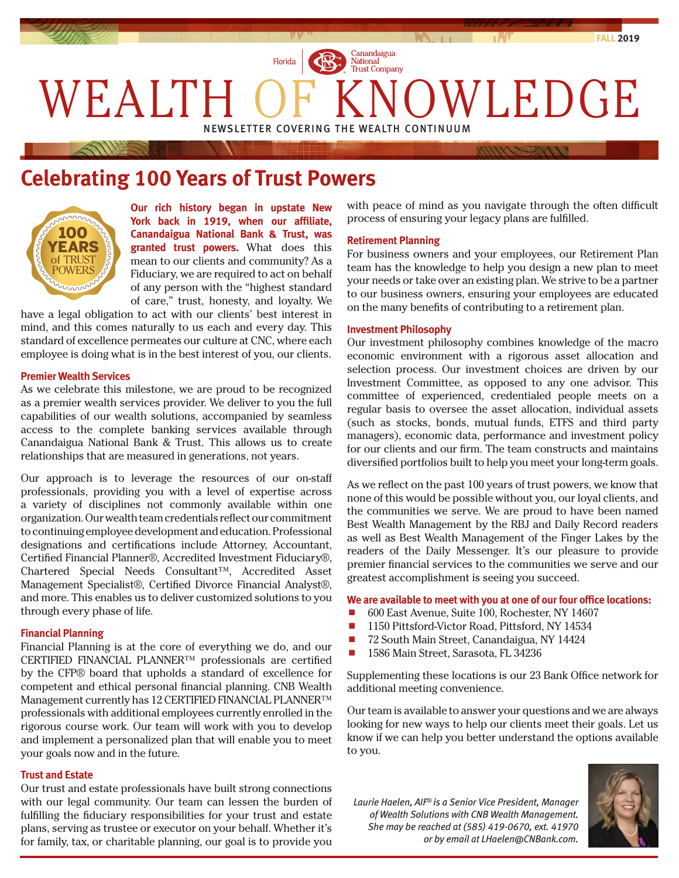FALL 2019

Florida | Canandaigua National Trust Company

# WEALTH OF KNOWLEDGE

NEWSLETTER COVERING THE WEALTH CONTINUUM

## Celebrating 100 Years of Trust Powers

100 YEARS of TRUST POWERS

**Our rich history began in upstate New York back in 1919, when our affiliate, Canandaigua National Bank & Trust, was granted trust powers.** What does this mean to our clients and community? As a Fiduciary, we are required to act on behalf of any person with the "highest standard of care," trust, honesty, and loyalty. We have a legal obligation to act with our clients' best interest in mind, and this comes naturally to us each and every day. This standard of excellence permeates our culture at CNC, where each employee is doing what is in the best interest of you, our clients.

### Premier Wealth Services

As we celebrate this milestone, we are proud to be recognized as a premier wealth services provider. We deliver to you the full capabilities of our wealth solutions, accompanied by seamless access to the complete banking services available through Canandaigua National Bank & Trust. This allows us to create relationships that are measured in generations, not years.

Our approach is to leverage the resources of our on-staff professionals, providing you with a level of expertise across a variety of disciplines not commonly available within one organization. Our wealth team credentials reflect our commitment to continuing employee development and education. Professional designations and certifications include Attorney, Accountant, Certified Financial Planner®, Accredited Investment Fiduciary®, Chartered Special Needs Consultant™, Accredited Asset Management Specialist®, Certified Divorce Financial Analyst®, and more. This enables us to deliver customized solutions to you through every phase of life.

### Financial Planning

Financial Planning is at the core of everything we do, and our CERTIFIED FINANCIAL PLANNER™ professionals are certified by the CFP® board that upholds a standard of excellence for competent and ethical personal financial planning. CNB Wealth Management currently has 12 CERTIFIED FINANCIAL PLANNER™ professionals with additional employees currently enrolled in the rigorous course work. Our team will work with you to develop and implement a personalized plan that will enable you to meet your goals now and in the future.

### Trust and Estate

Our trust and estate professionals have built strong connections with our legal community. Our team can lessen the burden of fulfilling the fiduciary responsibilities for your trust and estate plans, serving as trustee or executor on your behalf. Whether it's for family, tax, or charitable planning, our goal is to provide you with peace of mind as you navigate through the often difficult process of ensuring your legacy plans are fulfilled.

### Retirement Planning

For business owners and your employees, our Retirement Plan team has the knowledge to help you design a new plan to meet your needs or take over an existing plan. We strive to be a partner to our business owners, ensuring your employees are educated on the many benefits of contributing to a retirement plan.

### Investment Philosophy

Our investment philosophy combines knowledge of the macro economic environment with a rigorous asset allocation and selection process. Our investment choices are driven by our Investment Committee, as opposed to any one advisor. This committee of experienced, credentialed people meets on a regular basis to oversee the asset allocation, individual assets (such as stocks, bonds, mutual funds, ETFS and third party managers), economic data, performance and investment policy for our clients and our firm. The team constructs and maintains diversified portfolios built to help you meet your long-term goals.

As we reflect on the past 100 years of trust powers, we know that none of this would be possible without you, our loyal clients, and the communities we serve. We are proud to have been named Best Wealth Management by the RBJ and Daily Record readers as well as Best Wealth Management of the Finger Lakes by the readers of the Daily Messenger. It's our pleasure to provide premier financial services to the communities we serve and our greatest accomplishment is seeing you succeed.

**We are available to meet with you at one of our four office locations:**

- 600 East Avenue, Suite 100, Rochester, NY 14607
- 1150 Pittsford-Victor Road, Pittsford, NY 14534
- 72 South Main Street, Canandaigua, NY 14424
- 1586 Main Street, Sarasota, FL 34236

Supplementing these locations is our 23 Bank Office network for additional meeting convenience.

Our team is available to answer your questions and we are always looking for new ways to help our clients meet their goals. Let us know if we can help you better understand the options available to you.

*Laurie Haelen, AIF® is a Senior Vice President, Manager of Wealth Solutions with CNB Wealth Management. She may be reached at (585) 419-0670, ext. 41970 or by email at LHaelen@CNBank.com.*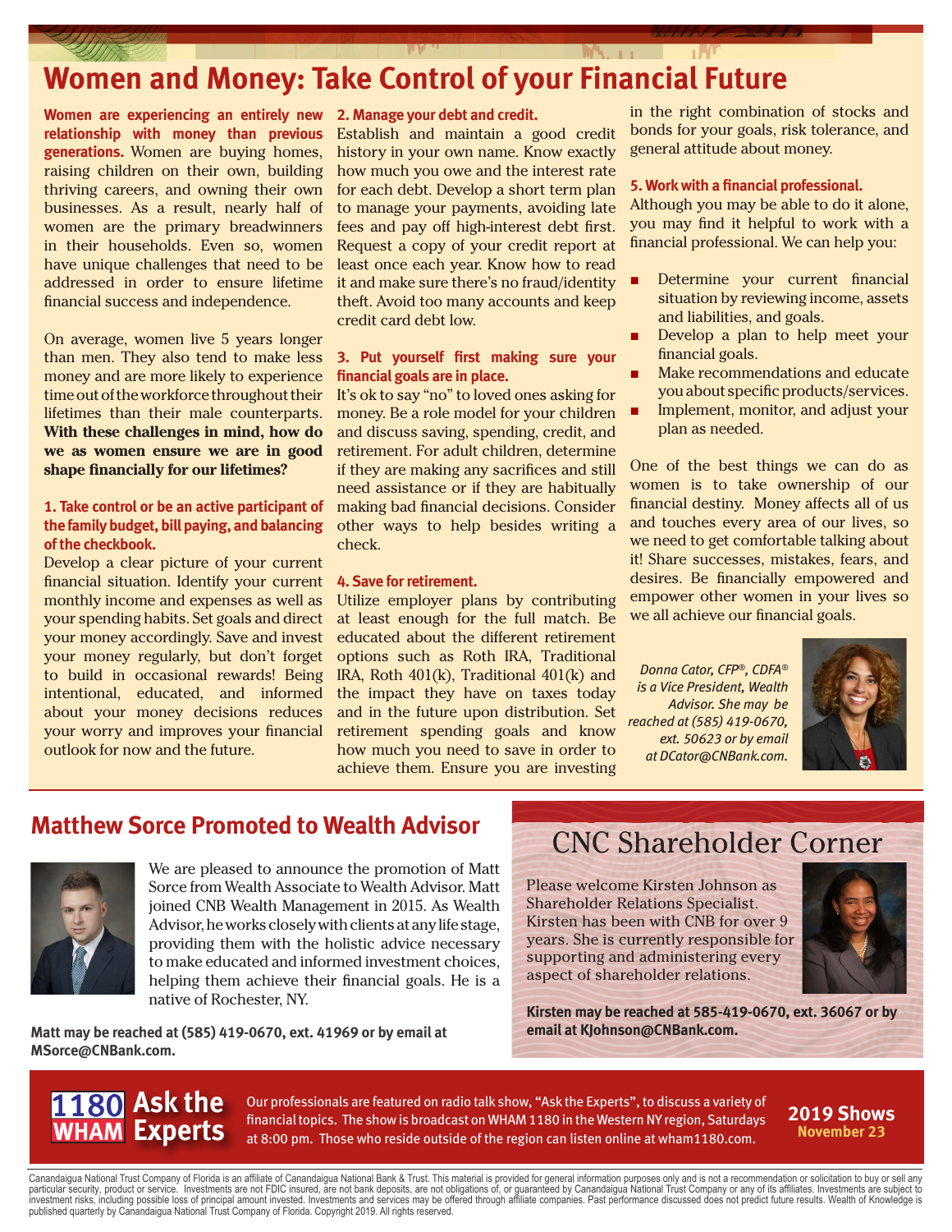# Women and Money: Take Control of your Financial Future

**Women are experiencing an entirely new relationship with money than previous generations.** Women are buying homes, raising children on their own, building thriving careers, and owning their own businesses. As a result, nearly half of women are the primary breadwinners in their households. Even so, women have unique challenges that need to be addressed in order to ensure lifetime financial success and independence.

On average, women live 5 years longer than men. They also tend to make less money and are more likely to experience time out of the workforce throughout their lifetimes than their male counterparts. **With these challenges in mind, how do we as women ensure we are in good shape financially for our lifetimes?**

**1. Take control or be an active participant of the family budget, bill paying, and balancing of the checkbook.**

Develop a clear picture of your current financial situation. Identify your current monthly income and expenses as well as your spending habits. Set goals and direct your money accordingly. Save and invest your money regularly, but don't forget to build in occasional rewards! Being intentional, educated, and informed about your money decisions reduces your worry and improves your financial outlook for now and the future.

**2. Manage your debt and credit.**

Establish and maintain a good credit history in your own name. Know exactly how much you owe and the interest rate for each debt. Develop a short term plan to manage your payments, avoiding late fees and pay off high-interest debt first. Request a copy of your credit report at least once each year. Know how to read it and make sure there's no fraud/identity theft. Avoid too many accounts and keep credit card debt low.

**3. Put yourself first making sure your financial goals are in place.**

It's ok to say "no" to loved ones asking for money. Be a role model for your children and discuss saving, spending, credit, and retirement. For adult children, determine if they are making any sacrifices and still need assistance or if they are habitually making bad financial decisions. Consider other ways to help besides writing a check.

**4. Save for retirement.**

Utilize employer plans by contributing at least enough for the full match. Be educated about the different retirement options such as Roth IRA, Traditional IRA, Roth 401(k), Traditional 401(k) and the impact they have on taxes today and in the future upon distribution. Set retirement spending goals and know how much you need to save in order to achieve them. Ensure you are investing in the right combination of stocks and bonds for your goals, risk tolerance, and general attitude about money.

**5. Work with a financial professional.**

Although you may be able to do it alone, you may find it helpful to work with a financial professional. We can help you:

- Determine your current financial situation by reviewing income, assets and liabilities, and goals.
- Develop a plan to help meet your financial goals.
- Make recommendations and educate you about specific products/services.
- Implement, monitor, and adjust your plan as needed.

One of the best things we can do as women is to take ownership of our financial destiny. Money affects all of us and touches every area of our lives, so we need to get comfortable talking about it! Share successes, mistakes, fears, and desires. Be financially empowered and empower other women in your lives so we all achieve our financial goals.

*Donna Cator, CFP®, CDFA® is a Vice President, Wealth Advisor. She may be reached at (585) 419-0670, ext. 50623 or by email at DCator@CNBank.com.*

## Matthew Sorce Promoted to Wealth Advisor

We are pleased to announce the promotion of Matt Sorce from Wealth Associate to Wealth Advisor. Matt joined CNB Wealth Management in 2015. As Wealth Advisor, he works closely with clients at any life stage, providing them with the holistic advice necessary to make educated and informed investment choices, helping them achieve their financial goals. He is a native of Rochester, NY.

**Matt may be reached at (585) 419-0670, ext. 41969 or by email at MSorce@CNBank.com.**

## CNC Shareholder Corner

Please welcome Kirsten Johnson as Shareholder Relations Specialist. Kirsten has been with CNB for over 9 years. She is currently responsible for supporting and administering every aspect of shareholder relations.

**Kirsten may be reached at 585-419-0670, ext. 36067 or by email at KJohnson@CNBank.com.**

## 1180 WHAM Ask the Experts

Our professionals are featured on radio talk show, "Ask the Experts", to discuss a variety of financial topics. The show is broadcast on WHAM 1180 in the Western NY region, Saturdays at 8:00 pm. Those who reside outside of the region can listen online at wham1180.com.

**2019 Shows**
**November 23**

Canandaigua National Trust Company of Florida is an affiliate of Canandaigua National Bank & Trust. This material is provided for general information purposes only and is not a recommendation or solicitation to buy or sell any particular security, product or service. Investments are not FDIC insured, are not bank deposits, are not obligations of, or guaranteed by Canandaigua National Trust Company or any of its affiliates. Investments are subject to investment risks, including possible loss of principal amount invested. Investments and services may be offered through affiliate companies. Past performance discussed does not predict future results. Wealth of Knowledge is published quarterly by Canandaigua National Trust Company of Florida. Copyright 2019. All rights reserved.